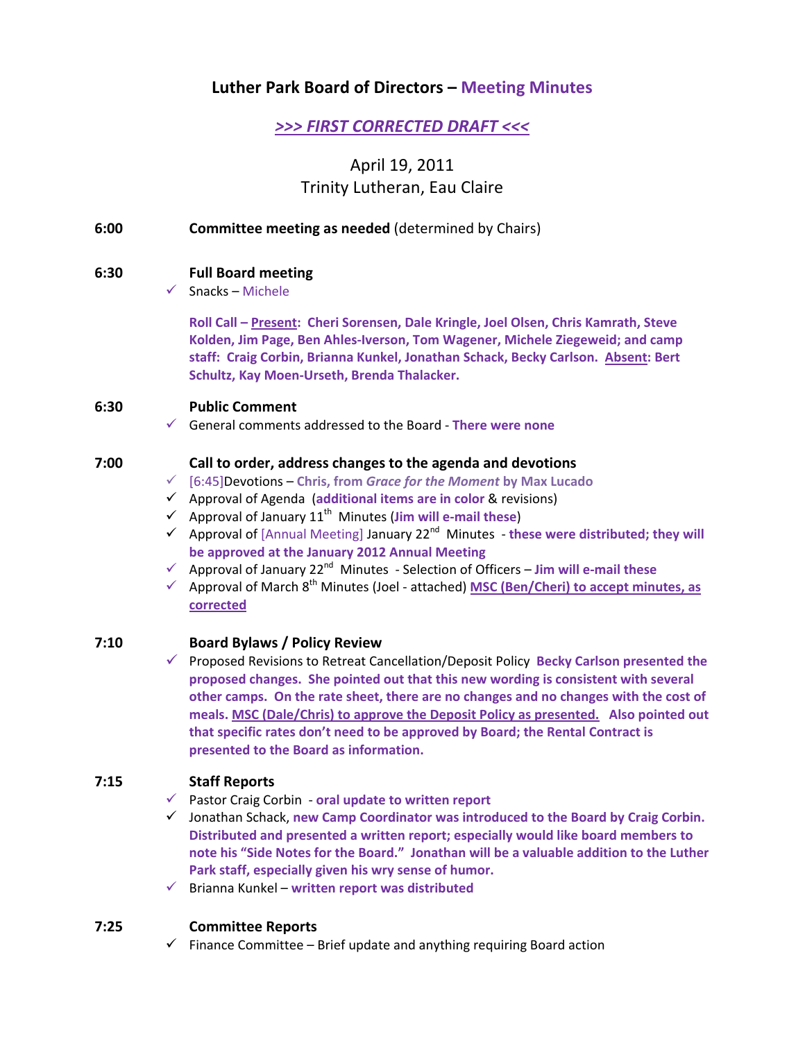# Luther Park Board of Directors – Meeting Minutes

## >>> FIRST CORRECTED DRAFT <<<

April 19, 2011
Trinity Lutheran, Eau Claire

**6:00** **Committee meeting as needed** (determined by Chairs)

**6:30** **Full Board meeting**

- ✓ Snacks – Michele

**Roll Call – Present: Cheri Sorensen, Dale Kringle, Joel Olsen, Chris Kamrath, Steve Kolden, Jim Page, Ben Ahles-Iverson, Tom Wagener, Michele Ziegeweid; and camp staff: Craig Corbin, Brianna Kunkel, Jonathan Schack, Becky Carlson. Absent: Bert Schultz, Kay Moen-Urseth, Brenda Thalacker.**

**6:30** **Public Comment**

- ✓ General comments addressed to the Board - **There were none**

**7:00** **Call to order, address changes to the agenda and devotions**

- ✓ [6:45]Devotions – **Chris, from *Grace for the Moment* by Max Lucado**
- ✓ Approval of Agenda (**additional items are in color** & revisions)
- ✓ Approval of January 11th Minutes (**Jim will e-mail these**)
- ✓ Approval of [Annual Meeting] January 22nd Minutes - **these were distributed; they will be approved at the January 2012 Annual Meeting**
- ✓ Approval of January 22nd Minutes - Selection of Officers – **Jim will e-mail these**
- ✓ Approval of March 8th Minutes (Joel - attached) **MSC (Ben/Cheri) to accept minutes, as corrected**

**7:10** **Board Bylaws / Policy Review**

- ✓ Proposed Revisions to Retreat Cancellation/Deposit Policy **Becky Carlson presented the proposed changes. She pointed out that this new wording is consistent with several other camps. On the rate sheet, there are no changes and no changes with the cost of meals. MSC (Dale/Chris) to approve the Deposit Policy as presented. Also pointed out that specific rates don't need to be approved by Board; the Rental Contract is presented to the Board as information.**

**7:15** **Staff Reports**

- ✓ Pastor Craig Corbin - **oral update to written report**
- ✓ Jonathan Schack, **new Camp Coordinator was introduced to the Board by Craig Corbin. Distributed and presented a written report; especially would like board members to note his "Side Notes for the Board." Jonathan will be a valuable addition to the Luther Park staff, especially given his wry sense of humor.**
- ✓ Brianna Kunkel – **written report was distributed**

**7:25** **Committee Reports**

- ✓ Finance Committee – Brief update and anything requiring Board action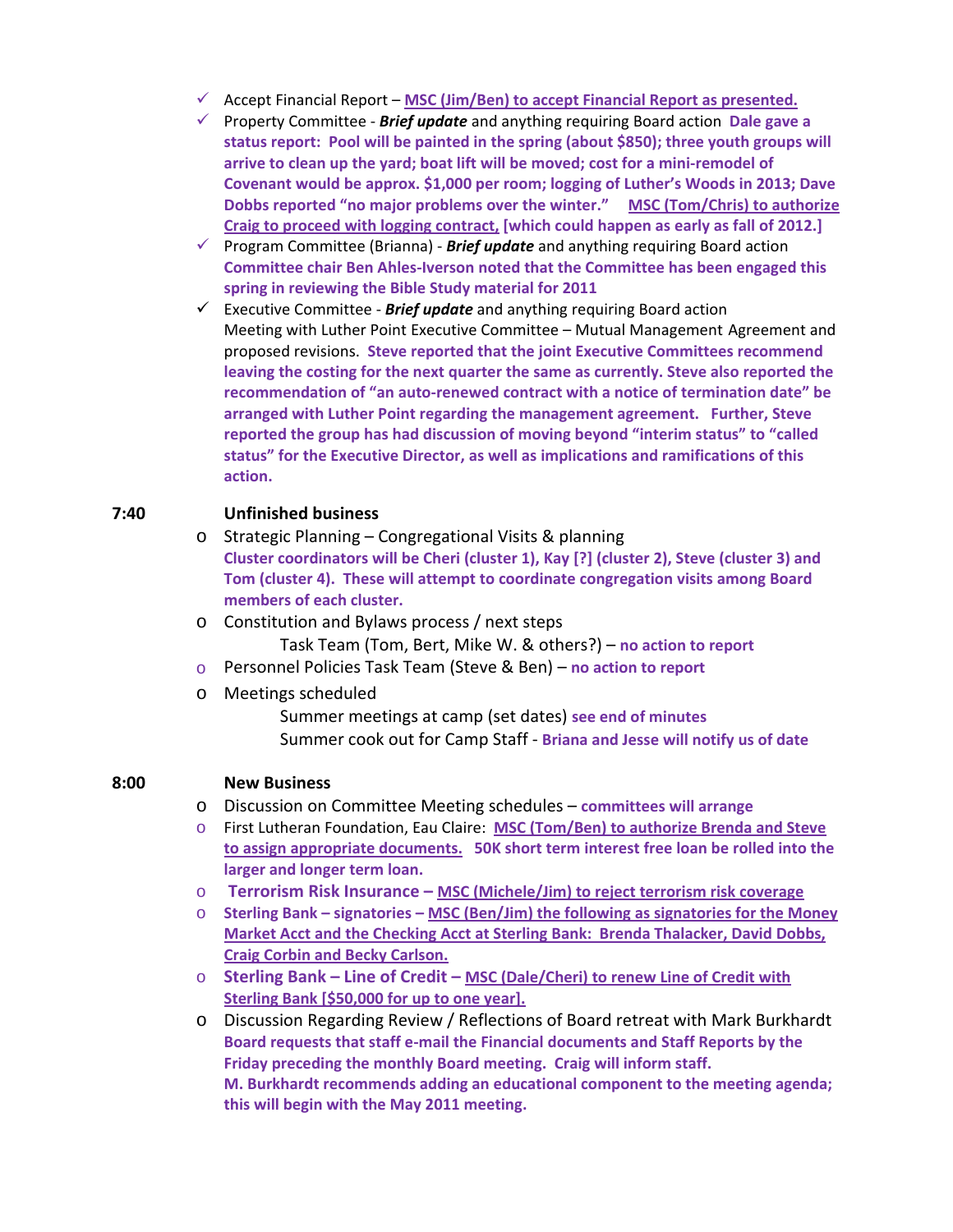- ✓ Accept Financial Report – **MSC (Jim/Ben) to accept Financial Report as presented.**
- ✓ Property Committee - ***Brief update*** and anything requiring Board action **Dale gave a status report: Pool will be painted in the spring (about $850); three youth groups will arrive to clean up the yard; boat lift will be moved; cost for a mini-remodel of Covenant would be approx. $1,000 per room; logging of Luther's Woods in 2013; Dave Dobbs reported "no major problems over the winter." MSC (Tom/Chris) to authorize Craig to proceed with logging contract, [which could happen as early as fall of 2012.]**
- ✓ Program Committee (Brianna) - ***Brief update*** and anything requiring Board action **Committee chair Ben Ahles-Iverson noted that the Committee has been engaged this spring in reviewing the Bible Study material for 2011**
- ✓ Executive Committee - ***Brief update*** and anything requiring Board action
  Meeting with Luther Point Executive Committee – Mutual Management Agreement and proposed revisions. **Steve reported that the joint Executive Committees recommend leaving the costing for the next quarter the same as currently. Steve also reported the recommendation of "an auto-renewed contract with a notice of termination date" be arranged with Luther Point regarding the management agreement. Further, Steve reported the group has had discussion of moving beyond "interim status" to "called status" for the Executive Director, as well as implications and ramifications of this action.**

**7:40 Unfinished business**

- Strategic Planning – Congregational Visits & planning
  **Cluster coordinators will be Cheri (cluster 1), Kay [?] (cluster 2), Steve (cluster 3) and Tom (cluster 4). These will attempt to coordinate congregation visits among Board members of each cluster.**
- Constitution and Bylaws process / next steps
  - Task Team (Tom, Bert, Mike W. & others?) – **no action to report**
- Personnel Policies Task Team (Steve & Ben) – **no action to report**
- Meetings scheduled
  - Summer meetings at camp (set dates) **see end of minutes**
  - Summer cook out for Camp Staff - **Briana and Jesse will notify us of date**

**8:00 New Business**

- Discussion on Committee Meeting schedules – **committees will arrange**
- First Lutheran Foundation, Eau Claire: **MSC (Tom/Ben) to authorize Brenda and Steve to assign appropriate documents. 50K short term interest free loan be rolled into the larger and longer term loan.**
- **Terrorism Risk Insurance – MSC (Michele/Jim) to reject terrorism risk coverage**
- **Sterling Bank – signatories – MSC (Ben/Jim) the following as signatories for the Money Market Acct and the Checking Acct at Sterling Bank: Brenda Thalacker, David Dobbs, Craig Corbin and Becky Carlson.**
- **Sterling Bank – Line of Credit – MSC (Dale/Cheri) to renew Line of Credit with Sterling Bank [$50,000 for up to one year].**
- Discussion Regarding Review / Reflections of Board retreat with Mark Burkhardt
  **Board requests that staff e-mail the Financial documents and Staff Reports by the Friday preceding the monthly Board meeting. Craig will inform staff.**
  **M. Burkhardt recommends adding an educational component to the meeting agenda; this will begin with the May 2011 meeting.**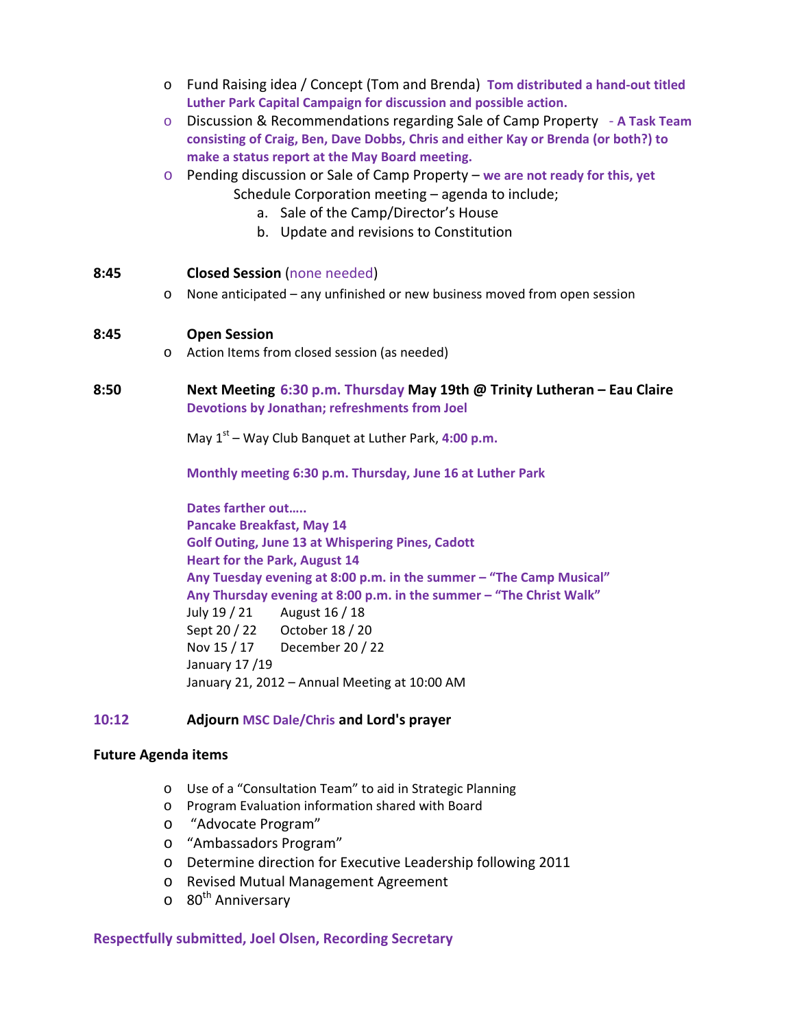- Fund Raising idea / Concept (Tom and Brenda) **Tom distributed a hand-out titled Luther Park Capital Campaign for discussion and possible action.**
- Discussion & Recommendations regarding Sale of Camp Property - **A Task Team consisting of Craig, Ben, Dave Dobbs, Chris and either Kay or Brenda (or both?) to make a status report at the May Board meeting.**
- Pending discussion or Sale of Camp Property – **we are not ready for this, yet**

  Schedule Corporation meeting – agenda to include;

  a. Sale of the Camp/Director's House
  b. Update and revisions to Constitution

**8:45** **Closed Session** (none needed)

- None anticipated – any unfinished or new business moved from open session

**8:45** **Open Session**

- Action Items from closed session (as needed)

**8:50** **Next Meeting 6:30 p.m. Thursday May 19th @ Trinity Lutheran – Eau Claire**
**Devotions by Jonathan; refreshments from Joel**

May 1st – Way Club Banquet at Luther Park, **4:00 p.m.**

**Monthly meeting 6:30 p.m. Thursday, June 16 at Luther Park**

**Dates farther out…..**
**Pancake Breakfast, May 14**
**Golf Outing, June 13 at Whispering Pines, Cadott**
**Heart for the Park, August 14**
**Any Tuesday evening at 8:00 p.m. in the summer – "The Camp Musical"**
**Any Thursday evening at 8:00 p.m. in the summer – "The Christ Walk"**

July 19 / 21 August 16 / 18
Sept 20 / 22 October 18 / 20
Nov 15 / 17 December 20 / 22
January 17 /19
January 21, 2012 – Annual Meeting at 10:00 AM

**10:12** **Adjourn MSC Dale/Chris and Lord's prayer**

**Future Agenda items**

- Use of a "Consultation Team" to aid in Strategic Planning
- Program Evaluation information shared with Board
- "Advocate Program"
- "Ambassadors Program"
- Determine direction for Executive Leadership following 2011
- Revised Mutual Management Agreement
- 80th Anniversary

**Respectfully submitted, Joel Olsen, Recording Secretary**